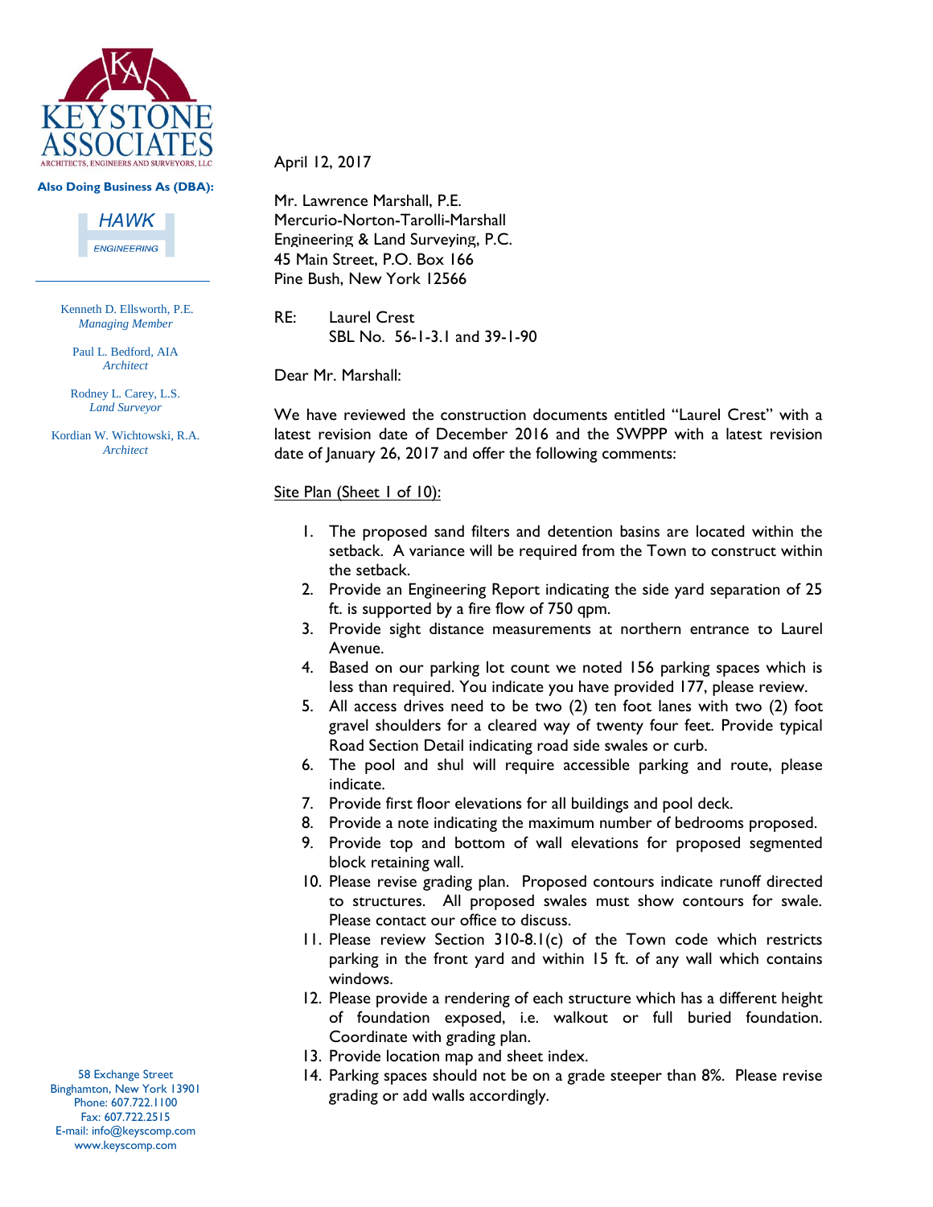KEYSTONE ASSOCIATES
ARCHITECTS, ENGINEERS AND SURVEYORS, LLC

**Also Doing Business As (DBA):**

HAWK ENGINEERING

Kenneth D. Ellsworth, P.E.
*Managing Member*

Paul L. Bedford, AIA
*Architect*

Rodney L. Carey, L.S.
*Land Surveyor*

Kordian W. Wichtowski, R.A.
*Architect*

58 Exchange Street
Binghamton, New York 13901
Phone: 607.722.1100
Fax: 607.722.2515
E-mail: info@keyscomp.com
www.keyscomp.com

April 12, 2017

Mr. Lawrence Marshall, P.E.
Mercurio-Norton-Tarolli-Marshall
Engineering & Land Surveying, P.C.
45 Main Street, P.O. Box 166
Pine Bush, New York 12566

RE: Laurel Crest
SBL No. 56-1-3.1 and 39-1-90

Dear Mr. Marshall:

We have reviewed the construction documents entitled "Laurel Crest" with a latest revision date of December 2016 and the SWPPP with a latest revision date of January 26, 2017 and offer the following comments:

Site Plan (Sheet 1 of 10):

1. The proposed sand filters and detention basins are located within the setback. A variance will be required from the Town to construct within the setback.
2. Provide an Engineering Report indicating the side yard separation of 25 ft. is supported by a fire flow of 750 qpm.
3. Provide sight distance measurements at northern entrance to Laurel Avenue.
4. Based on our parking lot count we noted 156 parking spaces which is less than required. You indicate you have provided 177, please review.
5. All access drives need to be two (2) ten foot lanes with two (2) foot gravel shoulders for a cleared way of twenty four feet. Provide typical Road Section Detail indicating road side swales or curb.
6. The pool and shul will require accessible parking and route, please indicate.
7. Provide first floor elevations for all buildings and pool deck.
8. Provide a note indicating the maximum number of bedrooms proposed.
9. Provide top and bottom of wall elevations for proposed segmented block retaining wall.
10. Please revise grading plan. Proposed contours indicate runoff directed to structures. All proposed swales must show contours for swale. Please contact our office to discuss.
11. Please review Section 310-8.1(c) of the Town code which restricts parking in the front yard and within 15 ft. of any wall which contains windows.
12. Please provide a rendering of each structure which has a different height of foundation exposed, i.e. walkout or full buried foundation. Coordinate with grading plan.
13. Provide location map and sheet index.
14. Parking spaces should not be on a grade steeper than 8%. Please revise grading or add walls accordingly.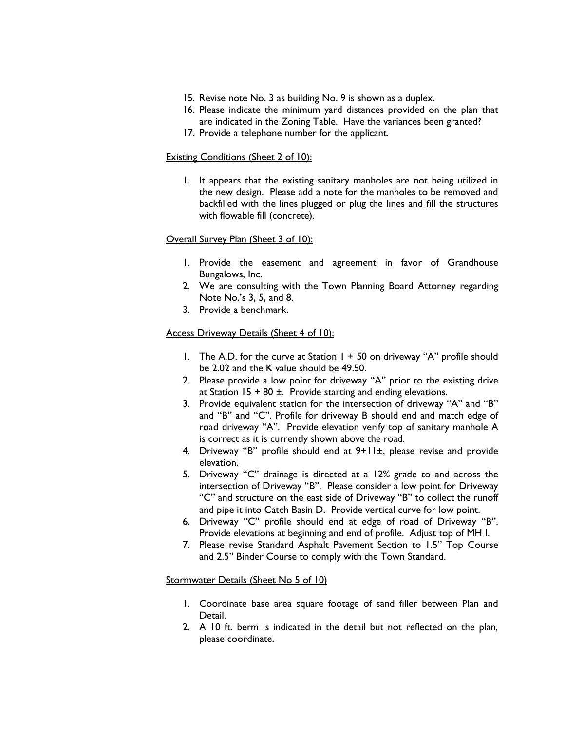15. Revise note No. 3 as building No. 9 is shown as a duplex.
16. Please indicate the minimum yard distances provided on the plan that are indicated in the Zoning Table. Have the variances been granted?
17. Provide a telephone number for the applicant.

Existing Conditions (Sheet 2 of 10):

1. It appears that the existing sanitary manholes are not being utilized in the new design. Please add a note for the manholes to be removed and backfilled with the lines plugged or plug the lines and fill the structures with flowable fill (concrete).

Overall Survey Plan (Sheet 3 of 10):

1. Provide the easement and agreement in favor of Grandhouse Bungalows, Inc.
2. We are consulting with the Town Planning Board Attorney regarding Note No.'s 3, 5, and 8.
3. Provide a benchmark.

Access Driveway Details (Sheet 4 of 10):

1. The A.D. for the curve at Station 1 + 50 on driveway "A" profile should be 2.02 and the K value should be 49.50.
2. Please provide a low point for driveway "A" prior to the existing drive at Station 15 + 80 ±. Provide starting and ending elevations.
3. Provide equivalent station for the intersection of driveway "A" and "B" and "B" and "C". Profile for driveway B should end and match edge of road driveway "A". Provide elevation verify top of sanitary manhole A is correct as it is currently shown above the road.
4. Driveway "B" profile should end at 9+11±, please revise and provide elevation.
5. Driveway "C" drainage is directed at a 12% grade to and across the intersection of Driveway "B". Please consider a low point for Driveway "C" and structure on the east side of Driveway "B" to collect the runoff and pipe it into Catch Basin D. Provide vertical curve for low point.
6. Driveway "C" profile should end at edge of road of Driveway "B". Provide elevations at beginning and end of profile. Adjust top of MH I.
7. Please revise Standard Asphalt Pavement Section to 1.5" Top Course and 2.5" Binder Course to comply with the Town Standard.

Stormwater Details (Sheet No 5 of 10)

1. Coordinate base area square footage of sand filler between Plan and Detail.
2. A 10 ft. berm is indicated in the detail but not reflected on the plan, please coordinate.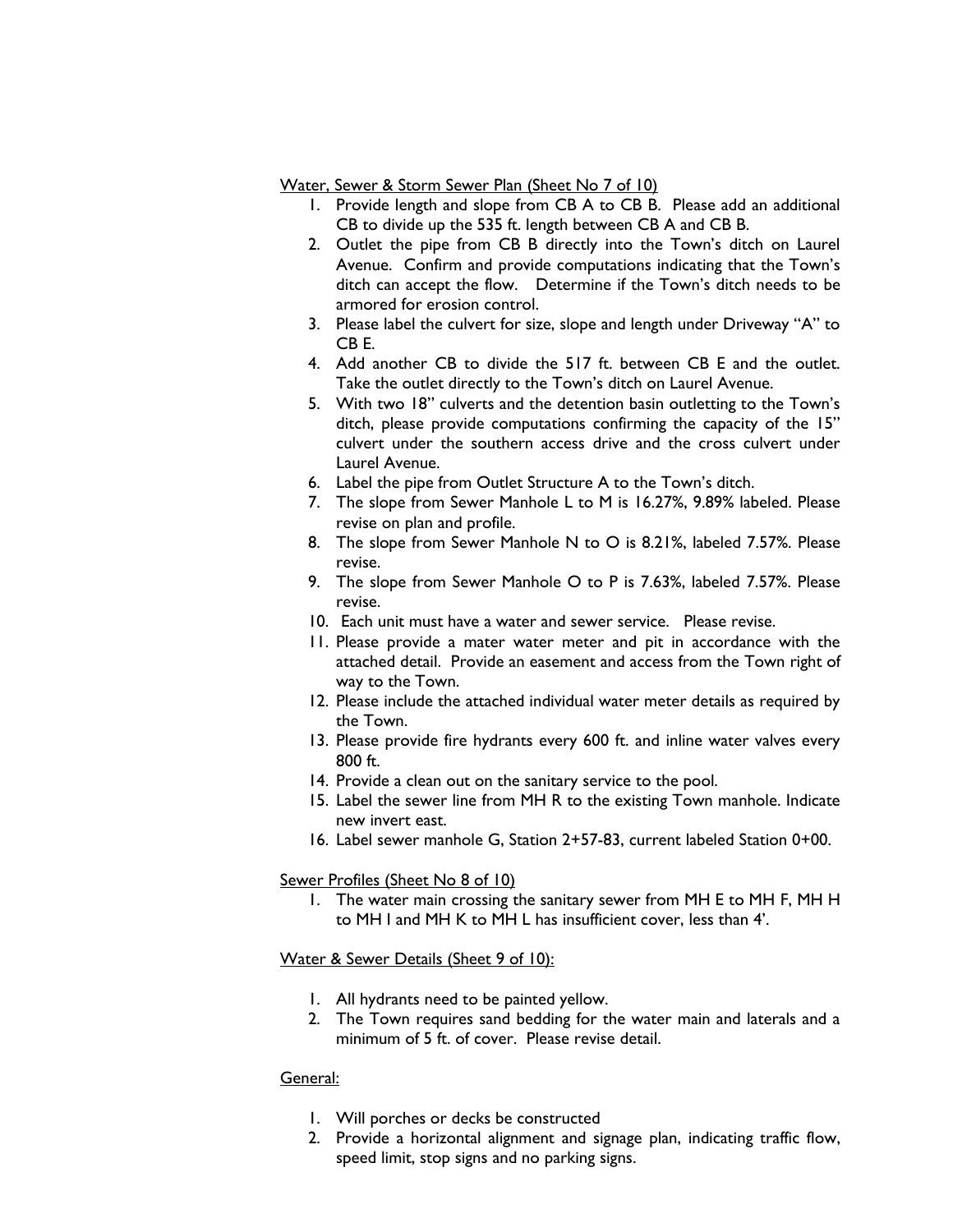<u>Water, Sewer & Storm Sewer Plan (Sheet No 7 of 10)</u>

1. Provide length and slope from CB A to CB B. Please add an additional CB to divide up the 535 ft. length between CB A and CB B.
2. Outlet the pipe from CB B directly into the Town's ditch on Laurel Avenue. Confirm and provide computations indicating that the Town's ditch can accept the flow. Determine if the Town's ditch needs to be armored for erosion control.
3. Please label the culvert for size, slope and length under Driveway "A" to CB E.
4. Add another CB to divide the 517 ft. between CB E and the outlet. Take the outlet directly to the Town's ditch on Laurel Avenue.
5. With two 18" culverts and the detention basin outletting to the Town's ditch, please provide computations confirming the capacity of the 15" culvert under the southern access drive and the cross culvert under Laurel Avenue.
6. Label the pipe from Outlet Structure A to the Town's ditch.
7. The slope from Sewer Manhole L to M is 16.27%, 9.89% labeled. Please revise on plan and profile.
8. The slope from Sewer Manhole N to O is 8.21%, labeled 7.57%. Please revise.
9. The slope from Sewer Manhole O to P is 7.63%, labeled 7.57%. Please revise.
10. Each unit must have a water and sewer service. Please revise.
11. Please provide a mater water meter and pit in accordance with the attached detail. Provide an easement and access from the Town right of way to the Town.
12. Please include the attached individual water meter details as required by the Town.
13. Please provide fire hydrants every 600 ft. and inline water valves every 800 ft.
14. Provide a clean out on the sanitary service to the pool.
15. Label the sewer line from MH R to the existing Town manhole. Indicate new invert east.
16. Label sewer manhole G, Station 2+57-83, current labeled Station 0+00.

<u>Sewer Profiles (Sheet No 8 of 10)</u>

1. The water main crossing the sanitary sewer from MH E to MH F, MH H to MH I and MH K to MH L has insufficient cover, less than 4'.

<u>Water & Sewer Details (Sheet 9 of 10):</u>

1. All hydrants need to be painted yellow.
2. The Town requires sand bedding for the water main and laterals and a minimum of 5 ft. of cover. Please revise detail.

<u>General:</u>

1. Will porches or decks be constructed
2. Provide a horizontal alignment and signage plan, indicating traffic flow, speed limit, stop signs and no parking signs.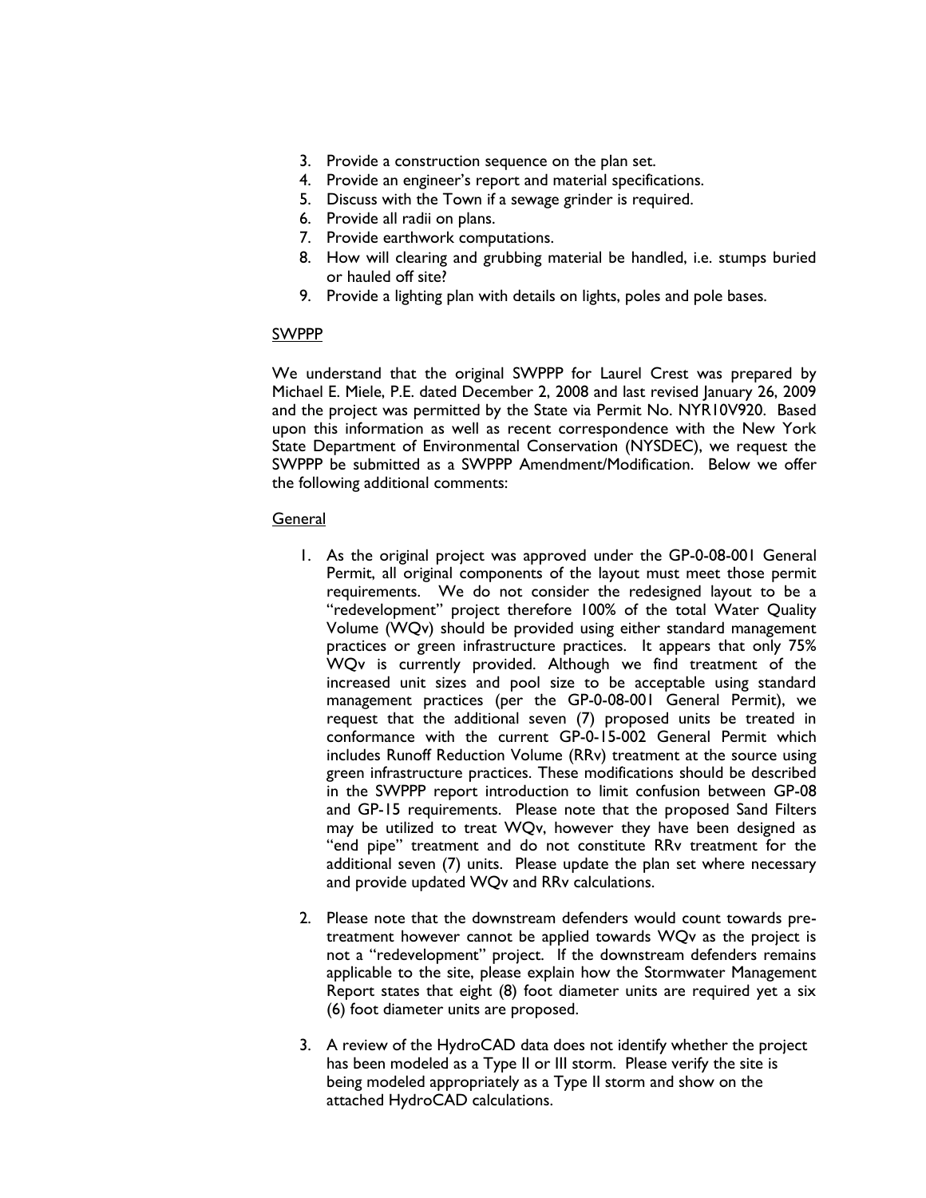3. Provide a construction sequence on the plan set.
4. Provide an engineer's report and material specifications.
5. Discuss with the Town if a sewage grinder is required.
6. Provide all radii on plans.
7. Provide earthwork computations.
8. How will clearing and grubbing material be handled, i.e. stumps buried or hauled off site?
9. Provide a lighting plan with details on lights, poles and pole bases.

<u>SWPPP</u>

We understand that the original SWPPP for Laurel Crest was prepared by Michael E. Miele, P.E. dated December 2, 2008 and last revised January 26, 2009 and the project was permitted by the State via Permit No. NYR10V920. Based upon this information as well as recent correspondence with the New York State Department of Environmental Conservation (NYSDEC), we request the SWPPP be submitted as a SWPPP Amendment/Modification. Below we offer the following additional comments:

<u>General</u>

1. As the original project was approved under the GP-0-08-001 General Permit, all original components of the layout must meet those permit requirements. We do not consider the redesigned layout to be a "redevelopment" project therefore 100% of the total Water Quality Volume (WQv) should be provided using either standard management practices or green infrastructure practices. It appears that only 75% WQv is currently provided. Although we find treatment of the increased unit sizes and pool size to be acceptable using standard management practices (per the GP-0-08-001 General Permit), we request that the additional seven (7) proposed units be treated in conformance with the current GP-0-15-002 General Permit which includes Runoff Reduction Volume (RRv) treatment at the source using green infrastructure practices. These modifications should be described in the SWPPP report introduction to limit confusion between GP-08 and GP-15 requirements. Please note that the proposed Sand Filters may be utilized to treat WQv, however they have been designed as "end pipe" treatment and do not constitute RRv treatment for the additional seven (7) units. Please update the plan set where necessary and provide updated WQv and RRv calculations.

2. Please note that the downstream defenders would count towards pre-treatment however cannot be applied towards WQv as the project is not a "redevelopment" project. If the downstream defenders remains applicable to the site, please explain how the Stormwater Management Report states that eight (8) foot diameter units are required yet a six (6) foot diameter units are proposed.

3. A review of the HydroCAD data does not identify whether the project has been modeled as a Type II or III storm. Please verify the site is being modeled appropriately as a Type II storm and show on the attached HydroCAD calculations.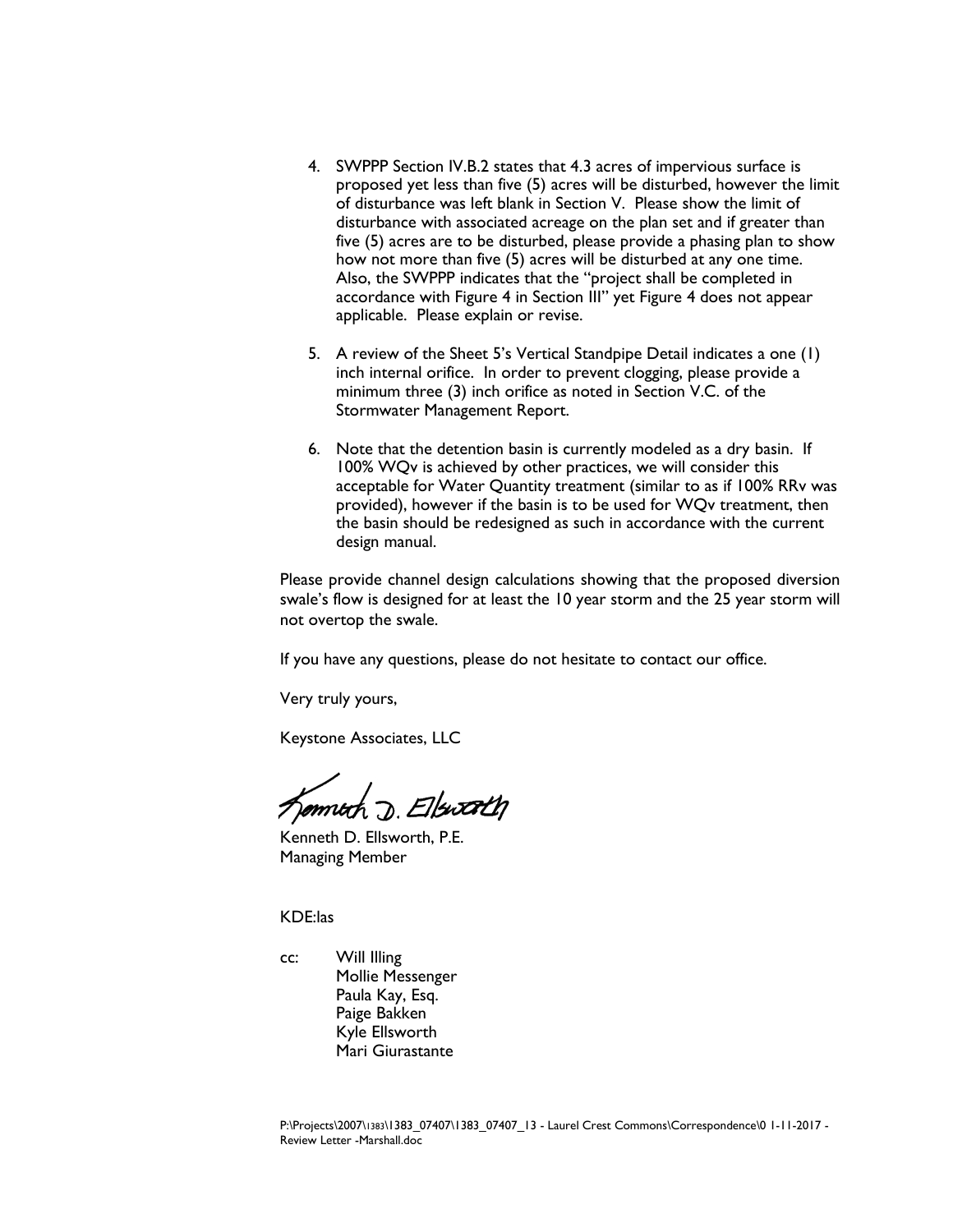4. SWPPP Section IV.B.2 states that 4.3 acres of impervious surface is proposed yet less than five (5) acres will be disturbed, however the limit of disturbance was left blank in Section V. Please show the limit of disturbance with associated acreage on the plan set and if greater than five (5) acres are to be disturbed, please provide a phasing plan to show how not more than five (5) acres will be disturbed at any one time. Also, the SWPPP indicates that the "project shall be completed in accordance with Figure 4 in Section III" yet Figure 4 does not appear applicable. Please explain or revise.

5. A review of the Sheet 5's Vertical Standpipe Detail indicates a one (1) inch internal orifice. In order to prevent clogging, please provide a minimum three (3) inch orifice as noted in Section V.C. of the Stormwater Management Report.

6. Note that the detention basin is currently modeled as a dry basin. If 100% WQv is achieved by other practices, we will consider this acceptable for Water Quantity treatment (similar to as if 100% RRv was provided), however if the basin is to be used for WQv treatment, then the basin should be redesigned as such in accordance with the current design manual.

Please provide channel design calculations showing that the proposed diversion swale's flow is designed for at least the 10 year storm and the 25 year storm will not overtop the swale.

If you have any questions, please do not hesitate to contact our office.

Very truly yours,

Keystone Associates, LLC

Kenneth D. Ellsworth

Kenneth D. Ellsworth, P.E.
Managing Member

KDE:las

cc: Will Illing
Mollie Messenger
Paula Kay, Esq.
Paige Bakken
Kyle Ellsworth
Mari Giurastante

P:\Projects\2007\1383\1383_07407\1383_07407_13 - Laurel Crest Commons\Correspondence\0 1-11-2017 - Review Letter -Marshall.doc